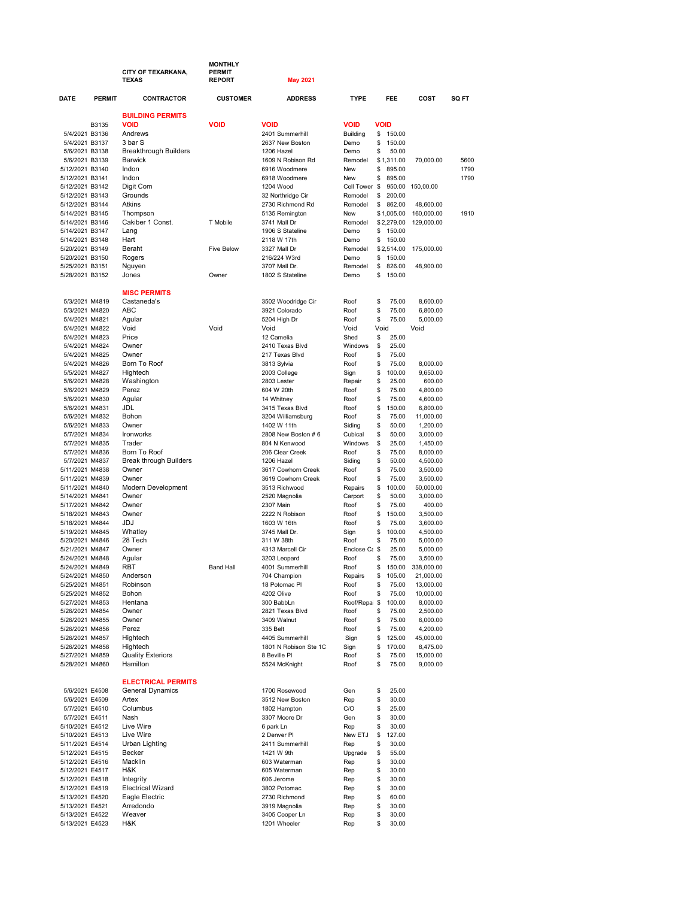CITY OF TEXARKANA, TEXAS

MONTHLY PERMIT REPORT

May 2021

| DATE | PERMIT | CONTRACTOR | CUSTOMER | ADDRESS | TYPE | FEE | COST | SQ FT |
|---|---|---|---|---|---|---|---|---|
| | | **BUILDING PERMITS** | | | | | | |
| | B3135 | VOID | VOID | VOID | VOID | VOID | | |
| 5/4/2021 | B3136 | Andrews | | 2401 Summerhill | Building | $ 150.00 | | |
| 5/4/2021 | B3137 | 3 bar S | | 2637 New Boston | Demo | $ 150.00 | | |
| 5/6/2021 | B3138 | Breakthrough Builders | | 1206 Hazel | Demo | $ 50.00 | | |
| 5/6/2021 | B3139 | Barwick | | 1609 N Robison Rd | Remodel | $ 1,311.00 | 70,000.00 | 5600 |
| 5/12/2021 | B3140 | Indon | | 6916 Woodmere | New | $ 895.00 | | 1790 |
| 5/12/2021 | B3141 | Indon | | 6918 Woodmere | New | $ 895.00 | | 1790 |
| 5/12/2021 | B3142 | Digit Com | | 1204 Wood | Cell Tower | $ 950.00 | 150,00.00 | |
| 5/12/2021 | B3143 | Grounds | | 32 Northridge Cir | Remodel | $ 200.00 | | |
| 5/12/2021 | B3144 | Atkins | | 2730 Richmond Rd | Remodel | $ 862.00 | 48,600.00 | |
| 5/14/2021 | B3145 | Thompson | | 5135 Remington | New | $ 1,005.00 | 160,000.00 | 1910 |
| 5/14/2021 | B3146 | Cakiber 1 Const. | T Mobile | 3741 Mall Dr | Remodel | $ 2,279.00 | 129,000.00 | |
| 5/14/2021 | B3147 | Lang | | 1906 S Stateline | Demo | $ 150.00 | | |
| 5/14/2021 | B3148 | Hart | | 2118 W 17th | Demo | $ 150.00 | | |
| 5/20/2021 | B3149 | Beraht | Five Below | 3327 Mall Dr | Remodel | $ 2,514.00 | 175,000.00 | |
| 5/20/2021 | B3150 | Rogers | | 216/224 W3rd | Demo | $ 150.00 | | |
| 5/25/2021 | B3151 | Nguyen | | 3707 Mall Dr. | Remodel | $ 826.00 | 48,900.00 | |
| 5/28/2021 | B3152 | Jones | Owner | 1802 S Stateline | Demo | $ 150.00 | | |
| | | **MISC PERMITS** | | | | | | |
| 5/3/2021 | M4819 | Castaneda's | | 3502 Woodridge Cir | Roof | $ 75.00 | 8,600.00 | |
| 5/3/2021 | M4820 | ABC | | 3921 Colorado | Roof | $ 75.00 | 6,800.00 | |
| 5/4/2021 | M4821 | Agular | | 5204 High Dr | Roof | $ 75.00 | 5,000.00 | |
| 5/4/2021 | M4822 | Void | Void | Void | Void | Void | Void | |
| 5/4/2021 | M4823 | Price | | 12 Camelia | Shed | $ 25.00 | | |
| 5/4/2021 | M4824 | Owner | | 2410 Texas Blvd | Windows | $ 25.00 | | |
| 5/4/2021 | M4825 | Owner | | 217 Texas Blvd | Roof | $ 75.00 | | |
| 5/4/2021 | M4826 | Born To Roof | | 3813 Sylvia | Roof | $ 75.00 | 8,000.00 | |
| 5/5/2021 | M4827 | Hightech | | 2003 College | Sign | $ 100.00 | 9,650.00 | |
| 5/6/2021 | M4828 | Washington | | 2803 Lester | Repair | $ 25.00 | 600.00 | |
| 5/6/2021 | M4829 | Perez | | 604 W 20th | Roof | $ 75.00 | 4,800.00 | |
| 5/6/2021 | M4830 | Agular | | 14 Whitney | Roof | $ 75.00 | 4,600.00 | |
| 5/6/2021 | M4831 | JDL | | 3415 Texas Blvd | Roof | $ 150.00 | 6,800.00 | |
| 5/6/2021 | M4832 | Bohon | | 3204 Williamsburg | Roof | $ 75.00 | 11,000.00 | |
| 5/6/2021 | M4833 | Owner | | 1402 W 11th | Siding | $ 50.00 | 1,200.00 | |
| 5/7/2021 | M4834 | Ironworks | | 2808 New Boston # 6 | Cubical | $ 50.00 | 3,000.00 | |
| 5/7/2021 | M4835 | Trader | | 804 N Kenwood | Windows | $ 25.00 | 1,450.00 | |
| 5/7/2021 | M4836 | Born To Roof | | 206 Clear Creek | Roof | $ 75.00 | 8,000.00 | |
| 5/7/2021 | M4837 | Break through Builders | | 1206 Hazel | Siding | $ 50.00 | 4,500.00 | |
| 5/11/2021 | M4838 | Owner | | 3617 Cowhorn Creek | Roof | $ 75.00 | 3,500.00 | |
| 5/11/2021 | M4839 | Owner | | 3619 Cowhorn Creek | Roof | $ 75.00 | 3,500.00 | |
| 5/11/2021 | M4840 | Modern Development | | 3513 Richwood | Repairs | $ 100.00 | 50,000.00 | |
| 5/14/2021 | M4841 | Owner | | 2520 Magnolia | Carport | $ 50.00 | 3,000.00 | |
| 5/17/2021 | M4842 | Owner | | 2307 Main | Roof | $ 75.00 | 400.00 | |
| 5/18/2021 | M4843 | Owner | | 2222 N Robison | Roof | $ 150.00 | 3,500.00 | |
| 5/18/2021 | M4844 | JDJ | | 1603 W 16th | Roof | $ 75.00 | 3,600.00 | |
| 5/19/2021 | M4845 | Whatley | | 3745 Mall Dr. | Sign | $ 100.00 | 4,500.00 | |
| 5/20/2021 | M4846 | 28 Tech | | 311 W 38th | Roof | $ 75.00 | 5,000.00 | |
| 5/21/2021 | M4847 | Owner | | 4313 Marcell Cir | Enclose Ca | $ 25.00 | 5,000.00 | |
| 5/24/2021 | M4848 | Agular | | 3203 Leopard | Roof | $ 75.00 | 3,500.00 | |
| 5/24/2021 | M4849 | RBT | Band Hall | 4001 Summerhill | Roof | $ 150.00 | 338,000.00 | |
| 5/24/2021 | M4850 | Anderson | | 704 Champion | Repairs | $ 105.00 | 21,000.00 | |
| 5/25/2021 | M4851 | Robinson | | 18 Potomac Pl | Roof | $ 75.00 | 13,000.00 | |
| 5/25/2021 | M4852 | Bohon | | 4202 Olive | Roof | $ 75.00 | 10,000.00 | |
| 5/27/2021 | M4853 | Hentana | | 300 BabbLn | Roof/Repa | $ 100.00 | 8,000.00 | |
| 5/26/2021 | M4854 | Owner | | 2821 Texas Blvd | Roof | $ 75.00 | 2,500.00 | |
| 5/26/2021 | M4855 | Owner | | 3409 Walnut | Roof | $ 75.00 | 6,000.00 | |
| 5/26/2021 | M4856 | Perez | | 335 Belt | Roof | $ 75.00 | 4,200.00 | |
| 5/26/2021 | M4857 | Hightech | | 4405 Summerhill | Sign | $ 125.00 | 45,000.00 | |
| 5/26/2021 | M4858 | Hightech | | 1801 N Robison Ste 1C | Sign | $ 170.00 | 8,475.00 | |
| 5/27/2021 | M4859 | Quality Exteriors | | 8 Beville Pl | Roof | $ 75.00 | 15,000.00 | |
| 5/28/2021 | M4860 | Hamilton | | 5524 McKnight | Roof | $ 75.00 | 9,000.00 | |
| | | **ELECTRICAL PERMITS** | | | | | | |
| 5/6/2021 | E4508 | General Dynamics | | 1700 Rosewood | Gen | $ 25.00 | | |
| 5/6/2021 | E4509 | Artex | | 3512 New Boston | Rep | $ 30.00 | | |
| 5/7/2021 | E4510 | Columbus | | 1802 Hampton | C/O | $ 25.00 | | |
| 5/7/2021 | E4511 | Nash | | 3307 Moore Dr | Gen | $ 30.00 | | |
| 5/10/2021 | E4512 | Live Wire | | 6 park Ln | Rep | $ 30.00 | | |
| 5/10/2021 | E4513 | Live Wire | | 2 Denver Pl | New ETJ | $ 127.00 | | |
| 5/11/2021 | E4514 | Urban Lighting | | 2411 Summerhill | Rep | $ 30.00 | | |
| 5/12/2021 | E4515 | Becker | | 1421 W 9th | Upgrade | $ 55.00 | | |
| 5/12/2021 | E4516 | Macklin | | 603 Waterman | Rep | $ 30.00 | | |
| 5/12/2021 | E4517 | H&K | | 605 Waterman | Rep | $ 30.00 | | |
| 5/12/2021 | E4518 | Integrity | | 606 Jerome | Rep | $ 30.00 | | |
| 5/12/2021 | E4519 | Electrical Wizard | | 3802 Potomac | Rep | $ 30.00 | | |
| 5/13/2021 | E4520 | Eagle Electric | | 2730 Richmond | Rep | $ 60.00 | | |
| 5/13/2021 | E4521 | Arredondo | | 3919 Magnolia | Rep | $ 30.00 | | |
| 5/13/2021 | E4522 | Weaver | | 3405 Cooper Ln | Rep | $ 30.00 | | |
| 5/13/2021 | E4523 | H&K | | 1201 Wheeler | Rep | $ 30.00 | | |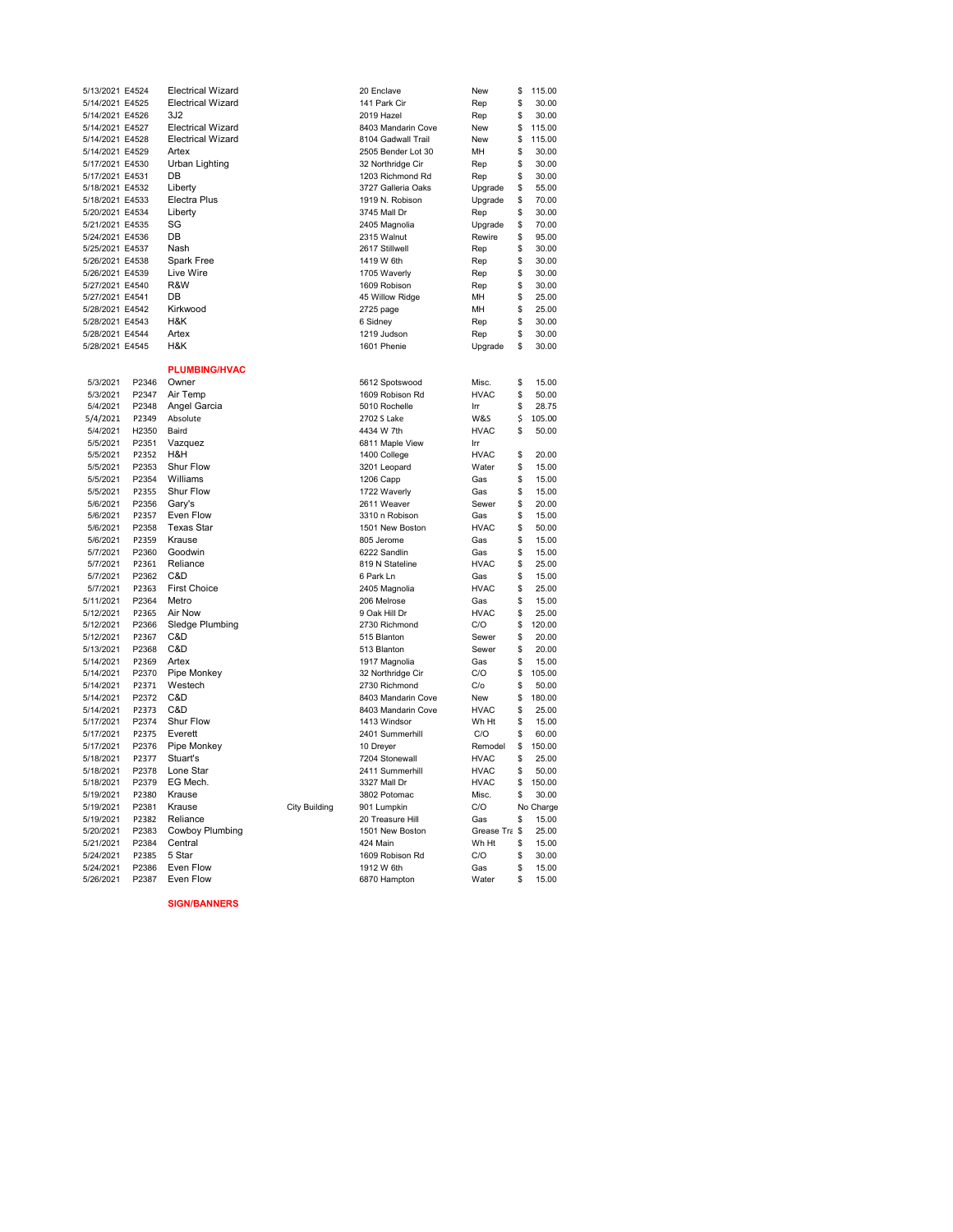| | | | | | | |
|---|---|---|---|---|---|---|
| 5/13/2021 | E4524 | Electrical Wizard | | 20 Enclave | New | $ 115.00 |
| 5/14/2021 | E4525 | Electrical Wizard | | 141 Park Cir | Rep | $ 30.00 |
| 5/14/2021 | E4526 | 3J2 | | 2019 Hazel | Rep | $ 30.00 |
| 5/14/2021 | E4527 | Electrical Wizard | | 8403 Mandarin Cove | New | $ 115.00 |
| 5/14/2021 | E4528 | Electrical Wizard | | 8104 Gadwall Trail | New | $ 115.00 |
| 5/14/2021 | E4529 | Artex | | 2505 Bender Lot 30 | MH | $ 30.00 |
| 5/17/2021 | E4530 | Urban Lighting | | 32 Northridge Cir | Rep | $ 30.00 |
| 5/17/2021 | E4531 | DB | | 1203 Richmond Rd | Rep | $ 30.00 |
| 5/18/2021 | E4532 | Liberty | | 3727 Galleria Oaks | Upgrade | $ 55.00 |
| 5/18/2021 | E4533 | Electra Plus | | 1919 N. Robison | Upgrade | $ 70.00 |
| 5/20/2021 | E4534 | Liberty | | 3745 Mall Dr | Rep | $ 30.00 |
| 5/21/2021 | E4535 | SG | | 2405 Magnolia | Upgrade | $ 70.00 |
| 5/24/2021 | E4536 | DB | | 2315 Walnut | Rewire | $ 95.00 |
| 5/25/2021 | E4537 | Nash | | 2617 Stillwell | Rep | $ 30.00 |
| 5/26/2021 | E4538 | Spark Free | | 1419 W 6th | Rep | $ 30.00 |
| 5/26/2021 | E4539 | Live Wire | | 1705 Waverly | Rep | $ 30.00 |
| 5/27/2021 | E4540 | R&W | | 1609 Robison | Rep | $ 30.00 |
| 5/27/2021 | E4541 | DB | | 45 Willow Ridge | MH | $ 25.00 |
| 5/28/2021 | E4542 | Kirkwood | | 2725 page | MH | $ 25.00 |
| 5/28/2021 | E4543 | H&K | | 6 Sidney | Rep | $ 30.00 |
| 5/28/2021 | E4544 | Artex | | 1219 Judson | Rep | $ 30.00 |
| 5/28/2021 | E4545 | H&K | | 1601 Phenie | Upgrade | $ 30.00 |

**PLUMBING/HVAC**

| | | | | | | |
|---|---|---|---|---|---|---|
| 5/3/2021 | P2346 | Owner | | 5612 Spotswood | Misc. | $ 15.00 |
| 5/3/2021 | P2347 | Air Temp | | 1609 Robison Rd | HVAC | $ 50.00 |
| 5/4/2021 | P2348 | Angel Garcia | | 5010 Rochelle | Irr | $ 28.75 |
| 5/4/2021 | P2349 | Absolute | | 2702 S Lake | W&S | $ 105.00 |
| 5/4/2021 | H2350 | Baird | | 4434 W 7th | HVAC | $ 50.00 |
| 5/5/2021 | P2351 | Vazquez | | 6811 Maple View | Irr | |
| 5/5/2021 | P2352 | H&H | | 1400 College | HVAC | $ 20.00 |
| 5/5/2021 | P2353 | Shur Flow | | 3201 Leopard | Water | $ 15.00 |
| 5/5/2021 | P2354 | Williams | | 1206 Capp | Gas | $ 15.00 |
| 5/5/2021 | P2355 | Shur Flow | | 1722 Waverly | Gas | $ 15.00 |
| 5/6/2021 | P2356 | Gary's | | 2611 Weaver | Sewer | $ 20.00 |
| 5/6/2021 | P2357 | Even Flow | | 3310 n Robison | Gas | $ 15.00 |
| 5/6/2021 | P2358 | Texas Star | | 1501 New Boston | HVAC | $ 50.00 |
| 5/6/2021 | P2359 | Krause | | 805 Jerome | Gas | $ 15.00 |
| 5/7/2021 | P2360 | Goodwin | | 6222 Sandlin | Gas | $ 15.00 |
| 5/7/2021 | P2361 | Reliance | | 819 N Stateline | HVAC | $ 25.00 |
| 5/7/2021 | P2362 | C&D | | 6 Park Ln | Gas | $ 15.00 |
| 5/7/2021 | P2363 | First Choice | | 2405 Magnolia | HVAC | $ 25.00 |
| 5/11/2021 | P2364 | Metro | | 206 Melrose | Gas | $ 15.00 |
| 5/12/2021 | P2365 | Air Now | | 9 Oak Hill Dr | HVAC | $ 25.00 |
| 5/12/2021 | P2366 | Sledge Plumbing | | 2730 Richmond | C/O | $ 120.00 |
| 5/12/2021 | P2367 | C&D | | 515 Blanton | Sewer | $ 20.00 |
| 5/13/2021 | P2368 | C&D | | 513 Blanton | Sewer | $ 20.00 |
| 5/14/2021 | P2369 | Artex | | 1917 Magnolia | Gas | $ 15.00 |
| 5/14/2021 | P2370 | Pipe Monkey | | 32 Northridge Cir | C/O | $ 105.00 |
| 5/14/2021 | P2371 | Westech | | 2730 Richmond | C/o | $ 50.00 |
| 5/14/2021 | P2372 | C&D | | 8403 Mandarin Cove | New | $ 180.00 |
| 5/14/2021 | P2373 | C&D | | 8403 Mandarin Cove | HVAC | $ 25.00 |
| 5/17/2021 | P2374 | Shur Flow | | 1413 Windsor | Wh Ht | $ 15.00 |
| 5/17/2021 | P2375 | Everett | | 2401 Summerhill | C/O | $ 60.00 |
| 5/17/2021 | P2376 | Pipe Monkey | | 10 Dreyer | Remodel | $ 150.00 |
| 5/18/2021 | P2377 | Stuart's | | 7204 Stonewall | HVAC | $ 25.00 |
| 5/18/2021 | P2378 | Lone Star | | 2411 Summerhill | HVAC | $ 50.00 |
| 5/18/2021 | P2379 | EG Mech. | | 3327 Mall Dr | HVAC | $ 150.00 |
| 5/19/2021 | P2380 | Krause | | 3802 Potomac | Misc. | $ 30.00 |
| 5/19/2021 | P2381 | Krause | City Building | 901 Lumpkin | C/O | No Charge |
| 5/19/2021 | P2382 | Reliance | | 20 Treasure Hill | Gas | $ 15.00 |
| 5/20/2021 | P2383 | Cowboy Plumbing | | 1501 New Boston | Grease Tra | $ 25.00 |
| 5/21/2021 | P2384 | Central | | 424 Main | Wh Ht | $ 15.00 |
| 5/24/2021 | P2385 | 5 Star | | 1609 Robison Rd | C/O | $ 30.00 |
| 5/24/2021 | P2386 | Even Flow | | 1912 W 6th | Gas | $ 15.00 |
| 5/26/2021 | P2387 | Even Flow | | 6870 Hampton | Water | $ 15.00 |

**SIGN/BANNERS**